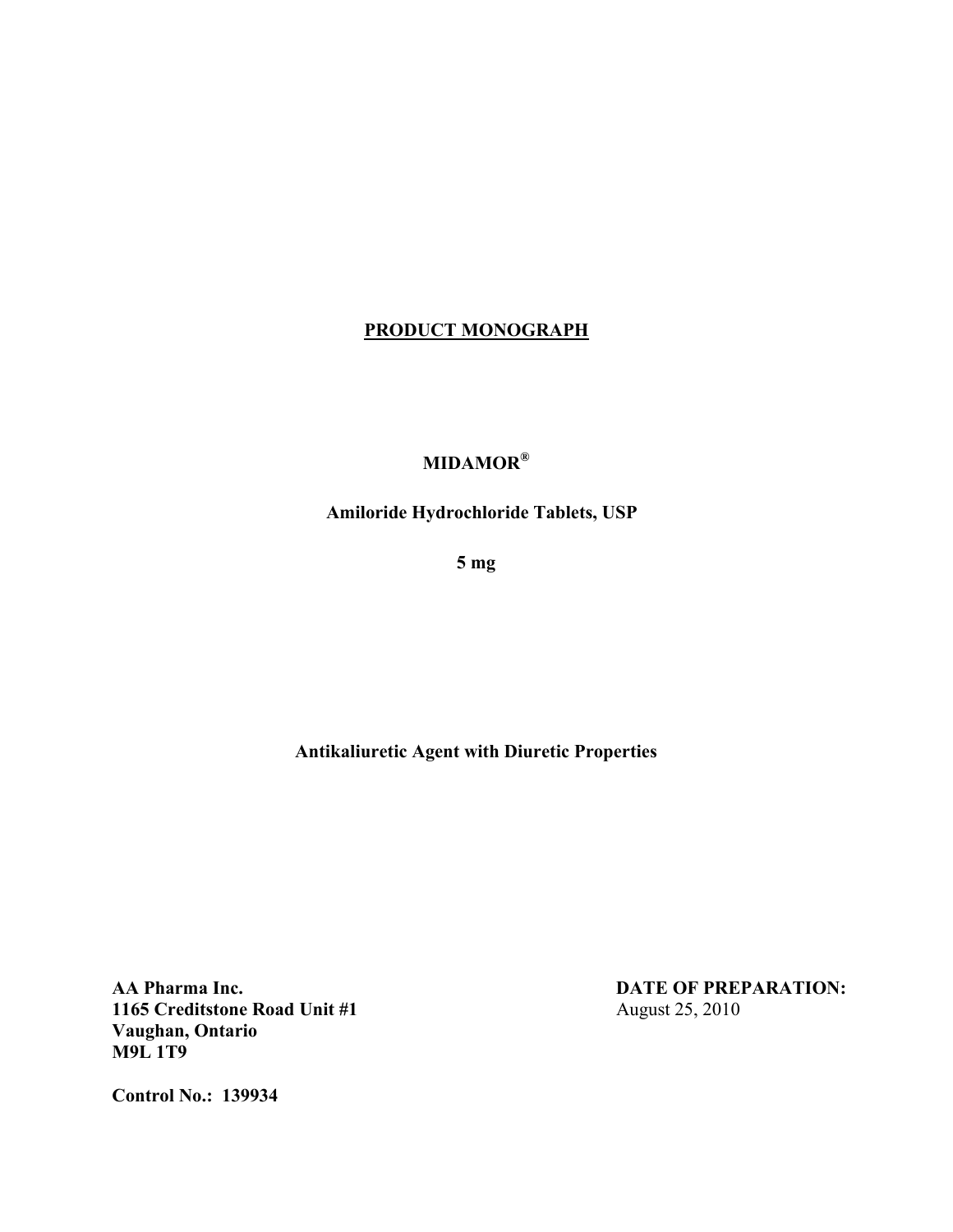# PRODUCT MONOGRAPH

**MIDAMOR®**

**Amiloride Hydrochloride Tablets, USP**

**5 mg**

**Antikaliuretic Agent with Diuretic Properties**

**AA Pharma Inc.**
**1165 Creditstone Road Unit #1**
**Vaughan, Ontario**
**M9L 1T9**

**DATE OF PREPARATION:**
August 25, 2010

**Control No.: 139934**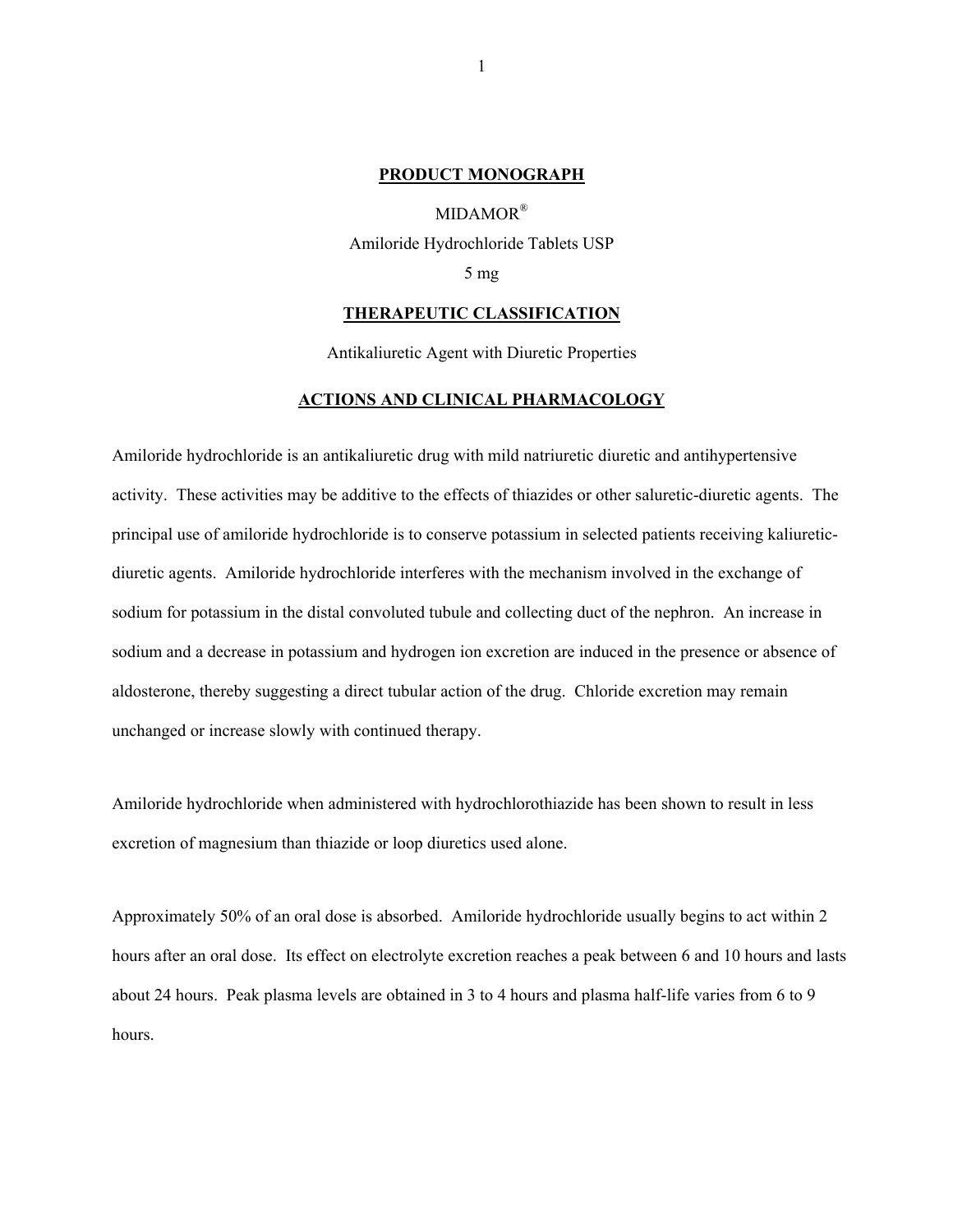# PRODUCT MONOGRAPH

MIDAMOR®

Amiloride Hydrochloride Tablets USP

5 mg

## THERAPEUTIC CLASSIFICATION

Antikaliuretic Agent with Diuretic Properties

## ACTIONS AND CLINICAL PHARMACOLOGY

Amiloride hydrochloride is an antikaliuretic drug with mild natriuretic diuretic and antihypertensive activity. These activities may be additive to the effects of thiazides or other saluretic-diuretic agents. The principal use of amiloride hydrochloride is to conserve potassium in selected patients receiving kaliuretic-diuretic agents. Amiloride hydrochloride interferes with the mechanism involved in the exchange of sodium for potassium in the distal convoluted tubule and collecting duct of the nephron. An increase in sodium and a decrease in potassium and hydrogen ion excretion are induced in the presence or absence of aldosterone, thereby suggesting a direct tubular action of the drug. Chloride excretion may remain unchanged or increase slowly with continued therapy.

Amiloride hydrochloride when administered with hydrochlorothiazide has been shown to result in less excretion of magnesium than thiazide or loop diuretics used alone.

Approximately 50% of an oral dose is absorbed. Amiloride hydrochloride usually begins to act within 2 hours after an oral dose. Its effect on electrolyte excretion reaches a peak between 6 and 10 hours and lasts about 24 hours. Peak plasma levels are obtained in 3 to 4 hours and plasma half-life varies from 6 to 9 hours.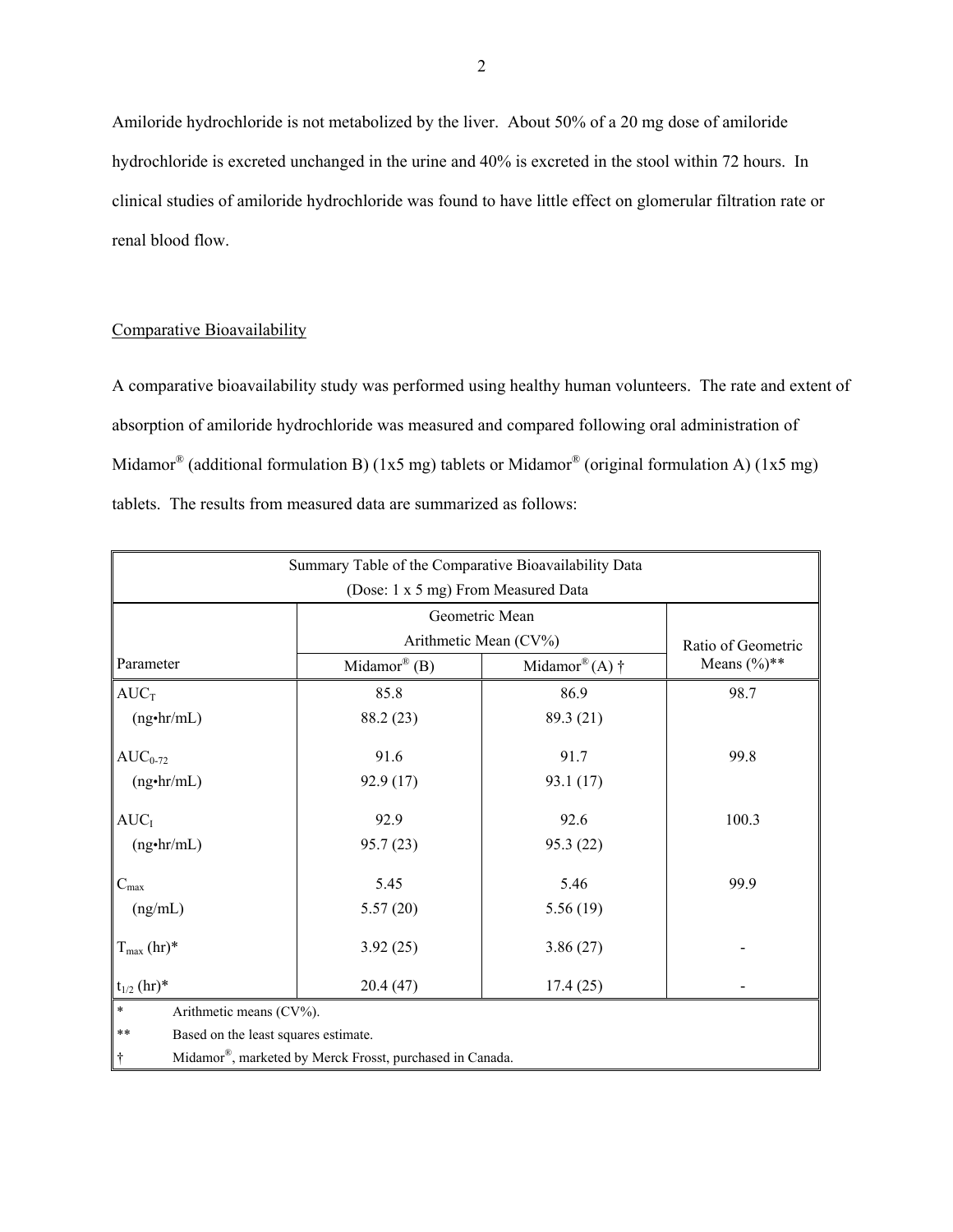Amiloride hydrochloride is not metabolized by the liver. About 50% of a 20 mg dose of amiloride hydrochloride is excreted unchanged in the urine and 40% is excreted in the stool within 72 hours. In clinical studies of amiloride hydrochloride was found to have little effect on glomerular filtration rate or renal blood flow.

## Comparative Bioavailability

A comparative bioavailability study was performed using healthy human volunteers. The rate and extent of absorption of amiloride hydrochloride was measured and compared following oral administration of Midamor® (additional formulation B) (1x5 mg) tablets or Midamor® (original formulation A) (1x5 mg) tablets. The results from measured data are summarized as follows:

| Summary Table of the Comparative Bioavailability Data (Dose: 1 x 5 mg) From Measured Data | | | |
|---|---|---|---|
| | Geometric Mean Arithmetic Mean (CV%) | | Ratio of Geometric Means (%)** |
| Parameter | Midamor® (B) | Midamor® (A) † | |
| $AUC_T$ (ng•hr/mL) | 85.8<br>88.2 (23) | 86.9<br>89.3 (21) | 98.7 |
| $AUC_{0-72}$ (ng•hr/mL) | 91.6<br>92.9 (17) | 91.7<br>93.1 (17) | 99.8 |
| $AUC_I$ (ng•hr/mL) | 92.9<br>95.7 (23) | 92.6<br>95.3 (22) | 100.3 |
| $C_{max}$ (ng/mL) | 5.45<br>5.57 (20) | 5.46<br>5.56 (19) | 99.9 |
| $T_{max}$ (hr)* | 3.92 (25) | 3.86 (27) | - |
| $t_{1/2}$ (hr)* | 20.4 (47) | 17.4 (25) | - |

\* Arithmetic means (CV%).

** Based on the least squares estimate.

† Midamor®, marketed by Merck Frosst, purchased in Canada.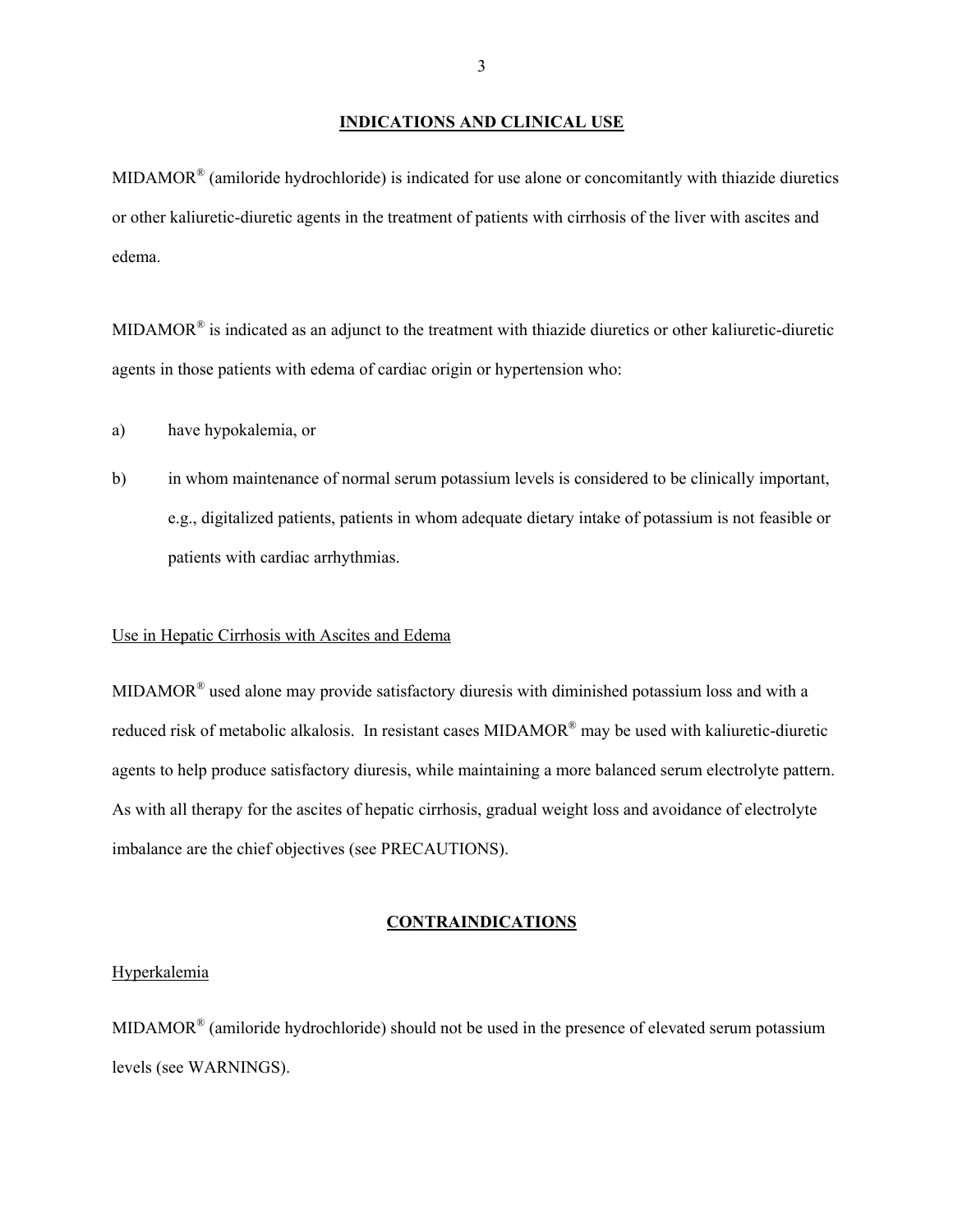## INDICATIONS AND CLINICAL USE

MIDAMOR® (amiloride hydrochloride) is indicated for use alone or concomitantly with thiazide diuretics or other kaliuretic-diuretic agents in the treatment of patients with cirrhosis of the liver with ascites and edema.

MIDAMOR® is indicated as an adjunct to the treatment with thiazide diuretics or other kaliuretic-diuretic agents in those patients with edema of cardiac origin or hypertension who:

a) have hypokalemia, or

b) in whom maintenance of normal serum potassium levels is considered to be clinically important, e.g., digitalized patients, patients in whom adequate dietary intake of potassium is not feasible or patients with cardiac arrhythmias.

### Use in Hepatic Cirrhosis with Ascites and Edema

MIDAMOR® used alone may provide satisfactory diuresis with diminished potassium loss and with a reduced risk of metabolic alkalosis. In resistant cases MIDAMOR® may be used with kaliuretic-diuretic agents to help produce satisfactory diuresis, while maintaining a more balanced serum electrolyte pattern. As with all therapy for the ascites of hepatic cirrhosis, gradual weight loss and avoidance of electrolyte imbalance are the chief objectives (see PRECAUTIONS).

## CONTRAINDICATIONS

### Hyperkalemia

MIDAMOR® (amiloride hydrochloride) should not be used in the presence of elevated serum potassium levels (see WARNINGS).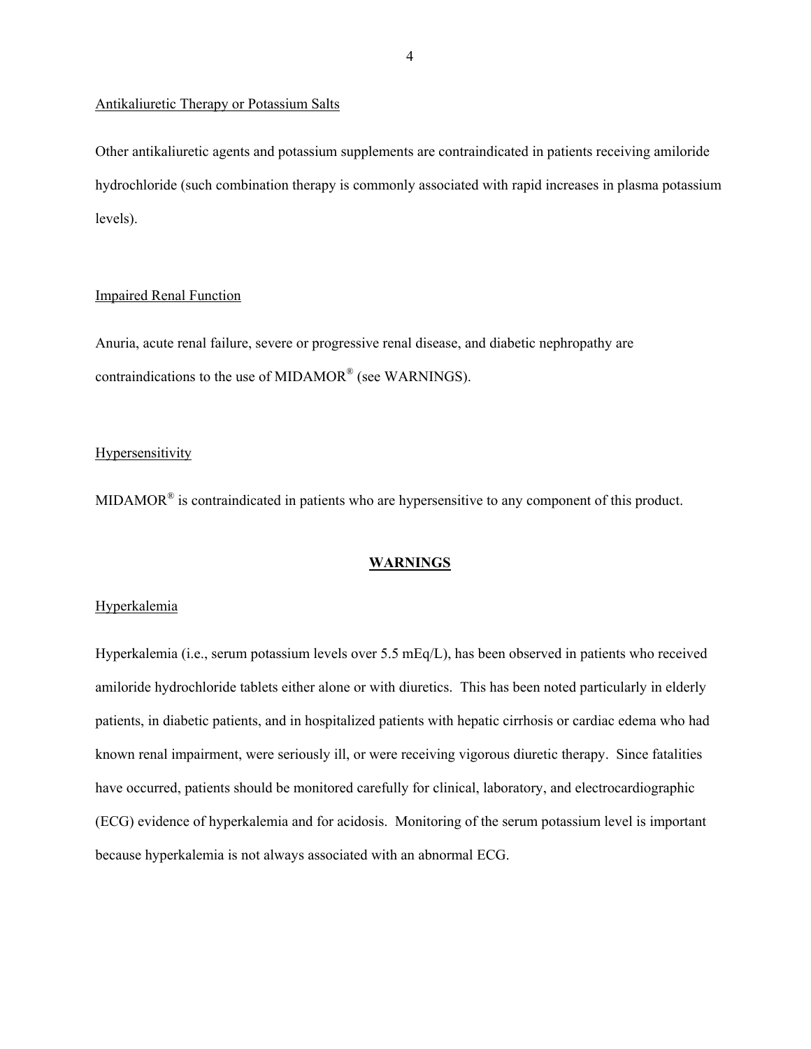Antikaliuretic Therapy or Potassium Salts

Other antikaliuretic agents and potassium supplements are contraindicated in patients receiving amiloride hydrochloride (such combination therapy is commonly associated with rapid increases in plasma potassium levels).

Impaired Renal Function

Anuria, acute renal failure, severe or progressive renal disease, and diabetic nephropathy are contraindications to the use of MIDAMOR® (see WARNINGS).

Hypersensitivity

MIDAMOR® is contraindicated in patients who are hypersensitive to any component of this product.

## WARNINGS

Hyperkalemia

Hyperkalemia (i.e., serum potassium levels over 5.5 mEq/L), has been observed in patients who received amiloride hydrochloride tablets either alone or with diuretics. This has been noted particularly in elderly patients, in diabetic patients, and in hospitalized patients with hepatic cirrhosis or cardiac edema who had known renal impairment, were seriously ill, or were receiving vigorous diuretic therapy. Since fatalities have occurred, patients should be monitored carefully for clinical, laboratory, and electrocardiographic (ECG) evidence of hyperkalemia and for acidosis. Monitoring of the serum potassium level is important because hyperkalemia is not always associated with an abnormal ECG.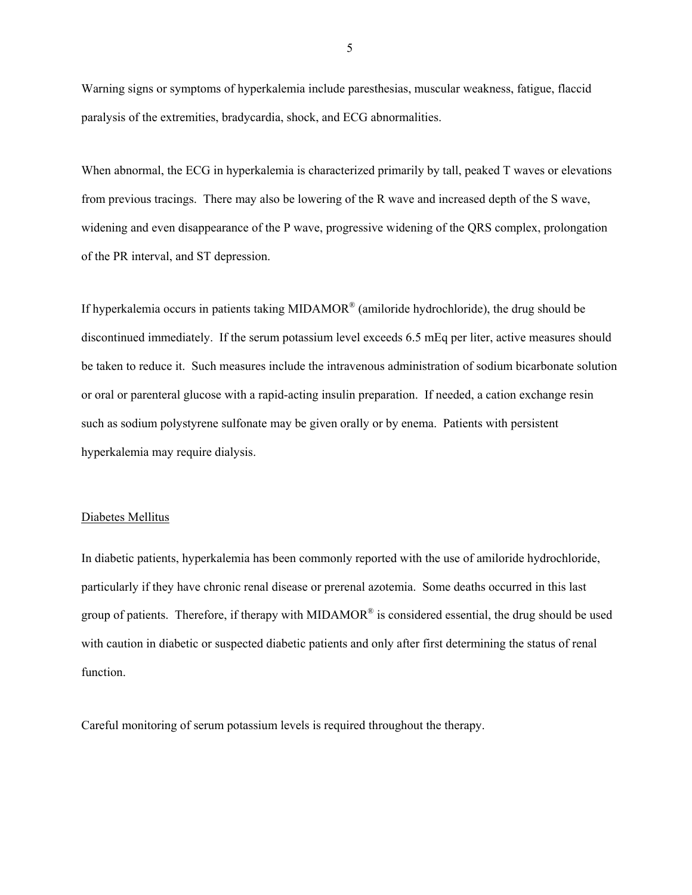Warning signs or symptoms of hyperkalemia include paresthesias, muscular weakness, fatigue, flaccid paralysis of the extremities, bradycardia, shock, and ECG abnormalities.

When abnormal, the ECG in hyperkalemia is characterized primarily by tall, peaked T waves or elevations from previous tracings. There may also be lowering of the R wave and increased depth of the S wave, widening and even disappearance of the P wave, progressive widening of the QRS complex, prolongation of the PR interval, and ST depression.

If hyperkalemia occurs in patients taking MIDAMOR® (amiloride hydrochloride), the drug should be discontinued immediately. If the serum potassium level exceeds 6.5 mEq per liter, active measures should be taken to reduce it. Such measures include the intravenous administration of sodium bicarbonate solution or oral or parenteral glucose with a rapid-acting insulin preparation. If needed, a cation exchange resin such as sodium polystyrene sulfonate may be given orally or by enema. Patients with persistent hyperkalemia may require dialysis.

Diabetes Mellitus

In diabetic patients, hyperkalemia has been commonly reported with the use of amiloride hydrochloride, particularly if they have chronic renal disease or prerenal azotemia. Some deaths occurred in this last group of patients. Therefore, if therapy with MIDAMOR® is considered essential, the drug should be used with caution in diabetic or suspected diabetic patients and only after first determining the status of renal function.

Careful monitoring of serum potassium levels is required throughout the therapy.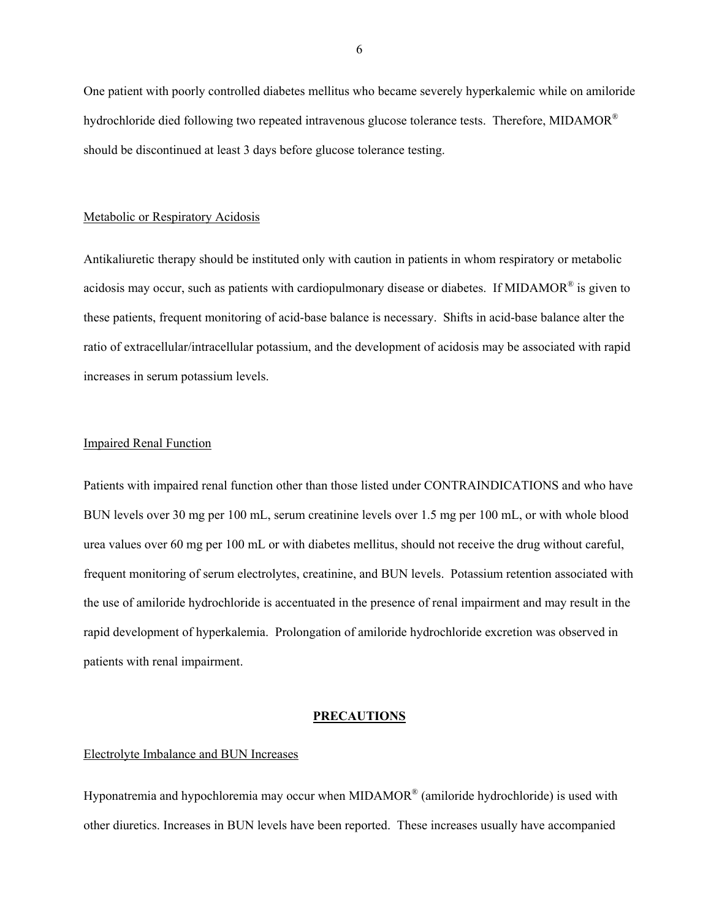One patient with poorly controlled diabetes mellitus who became severely hyperkalemic while on amiloride hydrochloride died following two repeated intravenous glucose tolerance tests. Therefore, MIDAMOR® should be discontinued at least 3 days before glucose tolerance testing.

Metabolic or Respiratory Acidosis

Antikaliuretic therapy should be instituted only with caution in patients in whom respiratory or metabolic acidosis may occur, such as patients with cardiopulmonary disease or diabetes. If MIDAMOR® is given to these patients, frequent monitoring of acid-base balance is necessary. Shifts in acid-base balance alter the ratio of extracellular/intracellular potassium, and the development of acidosis may be associated with rapid increases in serum potassium levels.

Impaired Renal Function

Patients with impaired renal function other than those listed under CONTRAINDICATIONS and who have BUN levels over 30 mg per 100 mL, serum creatinine levels over 1.5 mg per 100 mL, or with whole blood urea values over 60 mg per 100 mL or with diabetes mellitus, should not receive the drug without careful, frequent monitoring of serum electrolytes, creatinine, and BUN levels. Potassium retention associated with the use of amiloride hydrochloride is accentuated in the presence of renal impairment and may result in the rapid development of hyperkalemia. Prolongation of amiloride hydrochloride excretion was observed in patients with renal impairment.

## PRECAUTIONS

Electrolyte Imbalance and BUN Increases

Hyponatremia and hypochloremia may occur when MIDAMOR® (amiloride hydrochloride) is used with other diuretics. Increases in BUN levels have been reported. These increases usually have accompanied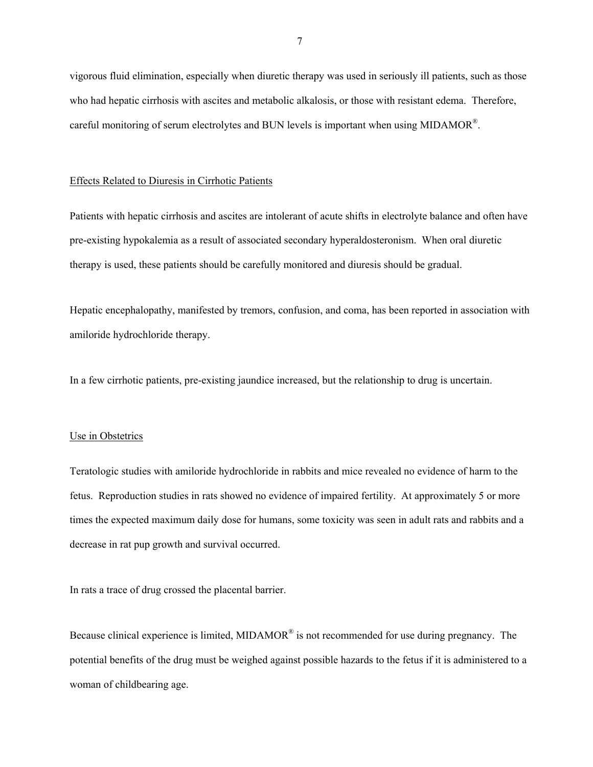vigorous fluid elimination, especially when diuretic therapy was used in seriously ill patients, such as those who had hepatic cirrhosis with ascites and metabolic alkalosis, or those with resistant edema. Therefore, careful monitoring of serum electrolytes and BUN levels is important when using MIDAMOR®.

## Effects Related to Diuresis in Cirrhotic Patients

Patients with hepatic cirrhosis and ascites are intolerant of acute shifts in electrolyte balance and often have pre-existing hypokalemia as a result of associated secondary hyperaldosteronism. When oral diuretic therapy is used, these patients should be carefully monitored and diuresis should be gradual.

Hepatic encephalopathy, manifested by tremors, confusion, and coma, has been reported in association with amiloride hydrochloride therapy.

In a few cirrhotic patients, pre-existing jaundice increased, but the relationship to drug is uncertain.

## Use in Obstetrics

Teratologic studies with amiloride hydrochloride in rabbits and mice revealed no evidence of harm to the fetus. Reproduction studies in rats showed no evidence of impaired fertility. At approximately 5 or more times the expected maximum daily dose for humans, some toxicity was seen in adult rats and rabbits and a decrease in rat pup growth and survival occurred.

In rats a trace of drug crossed the placental barrier.

Because clinical experience is limited, MIDAMOR® is not recommended for use during pregnancy. The potential benefits of the drug must be weighed against possible hazards to the fetus if it is administered to a woman of childbearing age.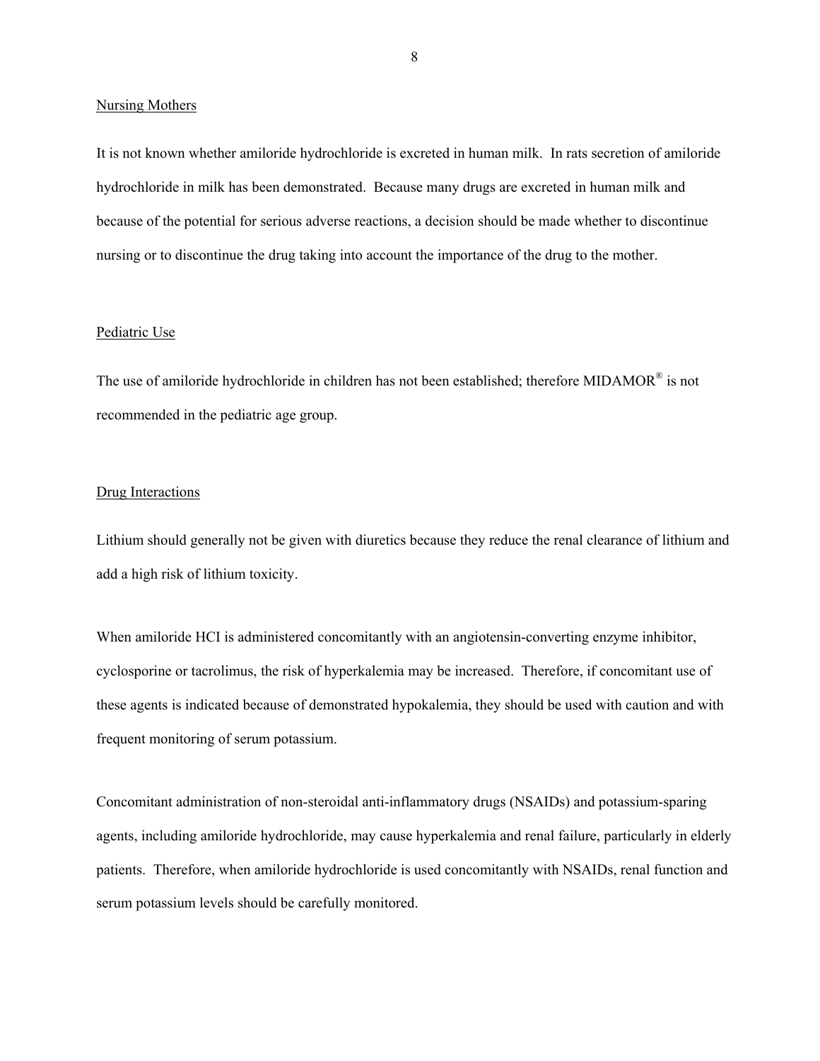## Nursing Mothers

It is not known whether amiloride hydrochloride is excreted in human milk. In rats secretion of amiloride hydrochloride in milk has been demonstrated. Because many drugs are excreted in human milk and because of the potential for serious adverse reactions, a decision should be made whether to discontinue nursing or to discontinue the drug taking into account the importance of the drug to the mother.

## Pediatric Use

The use of amiloride hydrochloride in children has not been established; therefore MIDAMOR® is not recommended in the pediatric age group.

## Drug Interactions

Lithium should generally not be given with diuretics because they reduce the renal clearance of lithium and add a high risk of lithium toxicity.

When amiloride HCI is administered concomitantly with an angiotensin-converting enzyme inhibitor, cyclosporine or tacrolimus, the risk of hyperkalemia may be increased. Therefore, if concomitant use of these agents is indicated because of demonstrated hypokalemia, they should be used with caution and with frequent monitoring of serum potassium.

Concomitant administration of non-steroidal anti-inflammatory drugs (NSAIDs) and potassium-sparing agents, including amiloride hydrochloride, may cause hyperkalemia and renal failure, particularly in elderly patients. Therefore, when amiloride hydrochloride is used concomitantly with NSAIDs, renal function and serum potassium levels should be carefully monitored.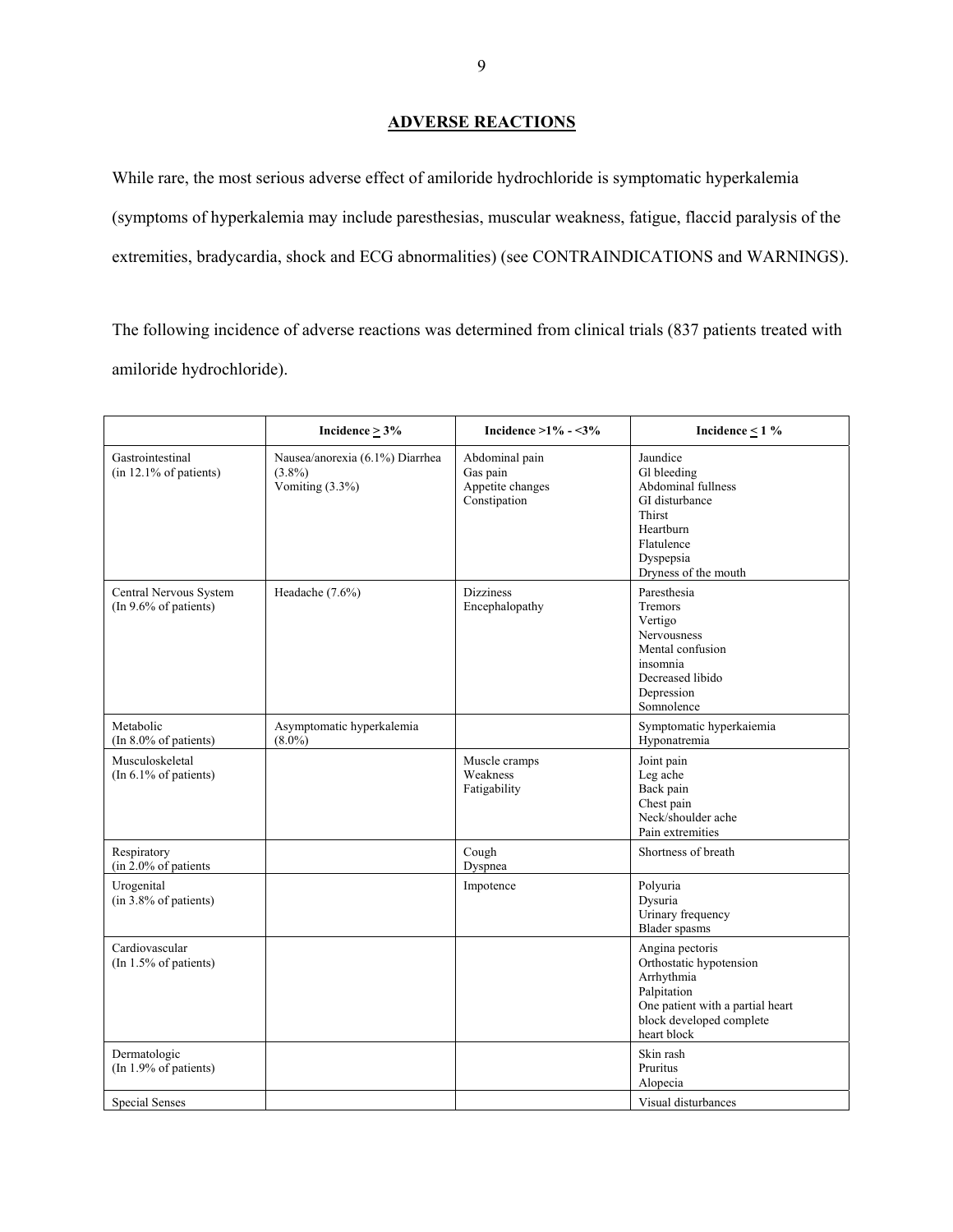## ADVERSE REACTIONS

While rare, the most serious adverse effect of amiloride hydrochloride is symptomatic hyperkalemia (symptoms of hyperkalemia may include paresthesias, muscular weakness, fatigue, flaccid paralysis of the extremities, bradycardia, shock and ECG abnormalities) (see CONTRAINDICATIONS and WARNINGS).

The following incidence of adverse reactions was determined from clinical trials (837 patients treated with amiloride hydrochloride).

| | Incidence ≥ 3% | Incidence >1% - <3% | Incidence ≤ 1 % |
|---|---|---|---|
| Gastrointestinal (in 12.1% of patients) | Nausea/anorexia (6.1%) Diarrhea (3.8%)<br>Vomiting (3.3%) | Abdominal pain<br>Gas pain<br>Appetite changes<br>Constipation | Jaundice<br>Gl bleeding<br>Abdominal fullness<br>GI disturbance<br>Thirst<br>Heartburn<br>Flatulence<br>Dyspepsia<br>Dryness of the mouth |
| Central Nervous System (In 9.6% of patients) | Headache (7.6%) | Dizziness<br>Encephalopathy | Paresthesia<br>Tremors<br>Vertigo<br>Nervousness<br>Mental confusion<br>insomnia<br>Decreased libido<br>Depression<br>Somnolence |
| Metabolic (In 8.0% of patients) | Asymptomatic hyperkalemia (8.0%) | | Symptomatic hyperkaiemia<br>Hyponatremia |
| Musculoskeletal (In 6.1% of patients) | | Muscle cramps<br>Weakness<br>Fatigability | Joint pain<br>Leg ache<br>Back pain<br>Chest pain<br>Neck/shoulder ache<br>Pain extremities |
| Respiratory (in 2.0% of patients | | Cough<br>Dyspnea | Shortness of breath |
| Urogenital (in 3.8% of patients) | | Impotence | Polyuria<br>Dysuria<br>Urinary frequency<br>Blader spasms |
| Cardiovascular (In 1.5% of patients) | | | Angina pectoris<br>Orthostatic hypotension<br>Arrhythmia<br>Palpitation<br>One patient with a partial heart block developed complete heart block |
| Dermatologic (In 1.9% of patients) | | | Skin rash<br>Pruritus<br>Alopecia |
| Special Senses | | | Visual disturbances |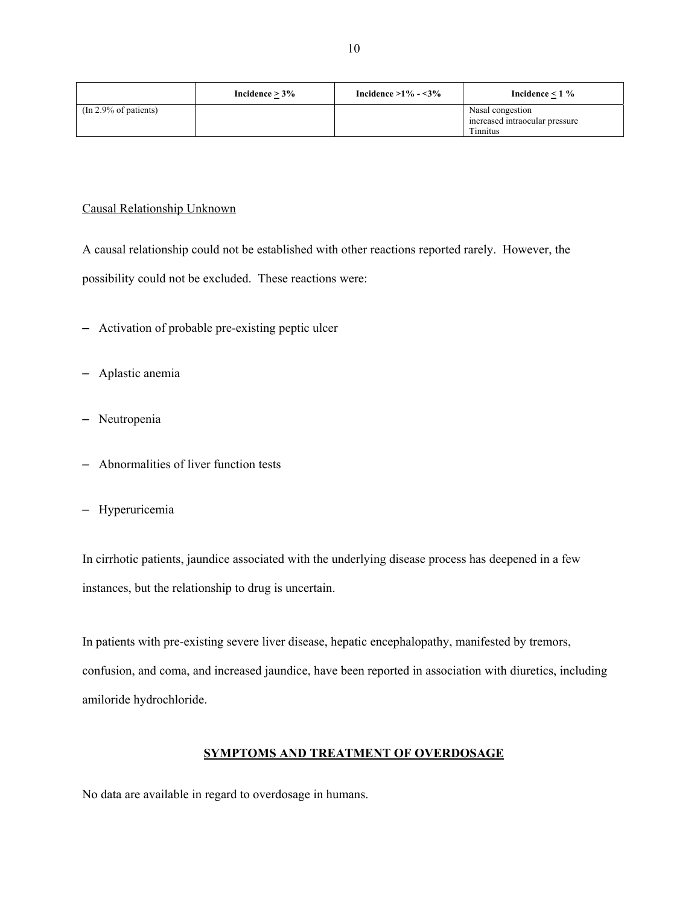| | Incidence ≥ 3% | Incidence >1% - <3% | Incidence ≤ 1 % |
|---|---|---|---|
| (In 2.9% of patients) | | | Nasal congestion<br>increased intraocular pressure<br>Tinnitus |

Causal Relationship Unknown

A causal relationship could not be established with other reactions reported rarely. However, the possibility could not be excluded. These reactions were:

- Activation of probable pre-existing peptic ulcer
- Aplastic anemia
- Neutropenia
- Abnormalities of liver function tests
- Hyperuricemia

In cirrhotic patients, jaundice associated with the underlying disease process has deepened in a few instances, but the relationship to drug is uncertain.

In patients with pre-existing severe liver disease, hepatic encephalopathy, manifested by tremors, confusion, and coma, and increased jaundice, have been reported in association with diuretics, including amiloride hydrochloride.

## SYMPTOMS AND TREATMENT OF OVERDOSAGE

No data are available in regard to overdosage in humans.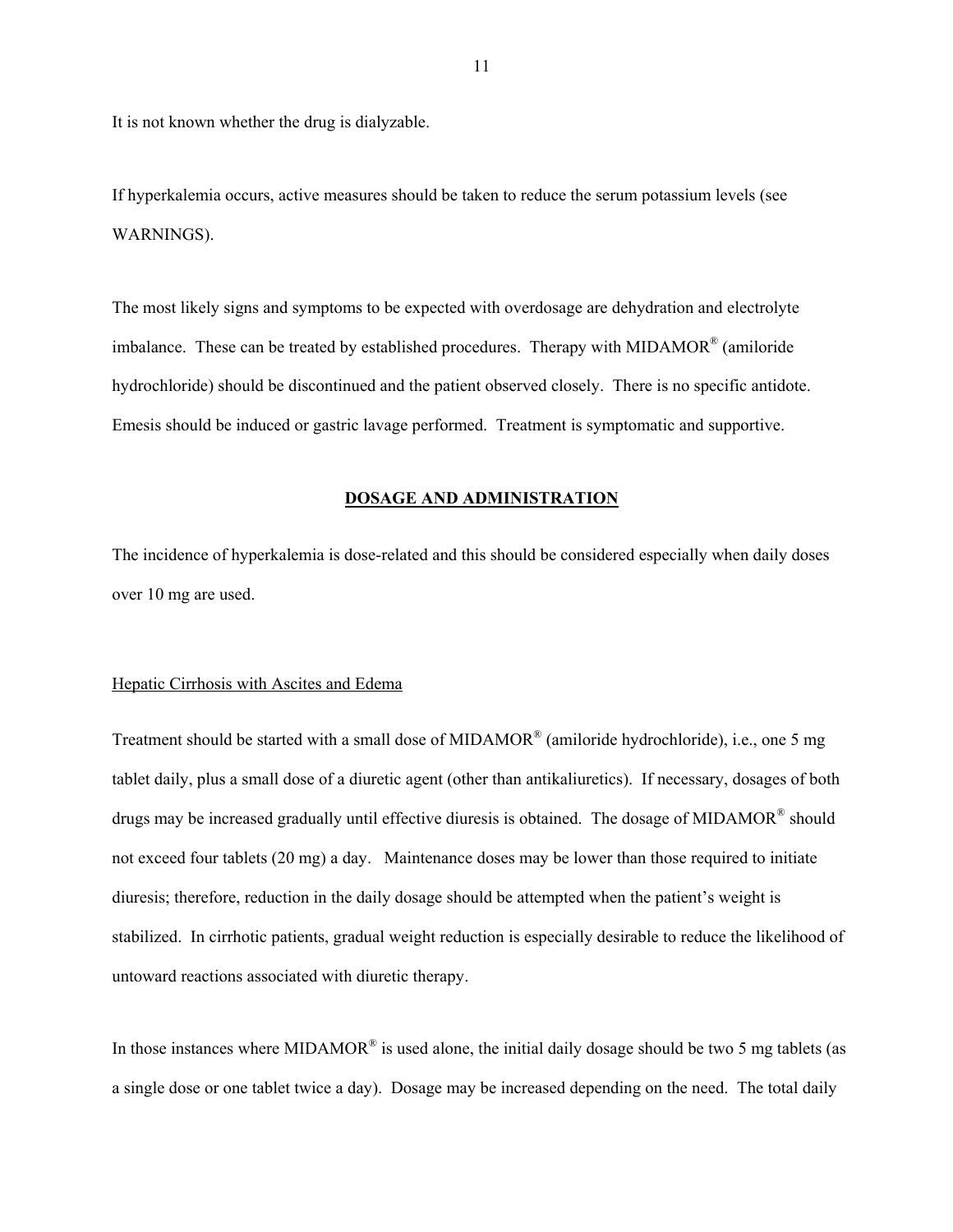It is not known whether the drug is dialyzable.

If hyperkalemia occurs, active measures should be taken to reduce the serum potassium levels (see WARNINGS).

The most likely signs and symptoms to be expected with overdosage are dehydration and electrolyte imbalance. These can be treated by established procedures. Therapy with MIDAMOR® (amiloride hydrochloride) should be discontinued and the patient observed closely. There is no specific antidote. Emesis should be induced or gastric lavage performed. Treatment is symptomatic and supportive.

## DOSAGE AND ADMINISTRATION

The incidence of hyperkalemia is dose-related and this should be considered especially when daily doses over 10 mg are used.

### Hepatic Cirrhosis with Ascites and Edema

Treatment should be started with a small dose of MIDAMOR® (amiloride hydrochloride), i.e., one 5 mg tablet daily, plus a small dose of a diuretic agent (other than antikaliuretics). If necessary, dosages of both drugs may be increased gradually until effective diuresis is obtained. The dosage of MIDAMOR® should not exceed four tablets (20 mg) a day. Maintenance doses may be lower than those required to initiate diuresis; therefore, reduction in the daily dosage should be attempted when the patient's weight is stabilized. In cirrhotic patients, gradual weight reduction is especially desirable to reduce the likelihood of untoward reactions associated with diuretic therapy.

In those instances where MIDAMOR® is used alone, the initial daily dosage should be two 5 mg tablets (as a single dose or one tablet twice a day). Dosage may be increased depending on the need. The total daily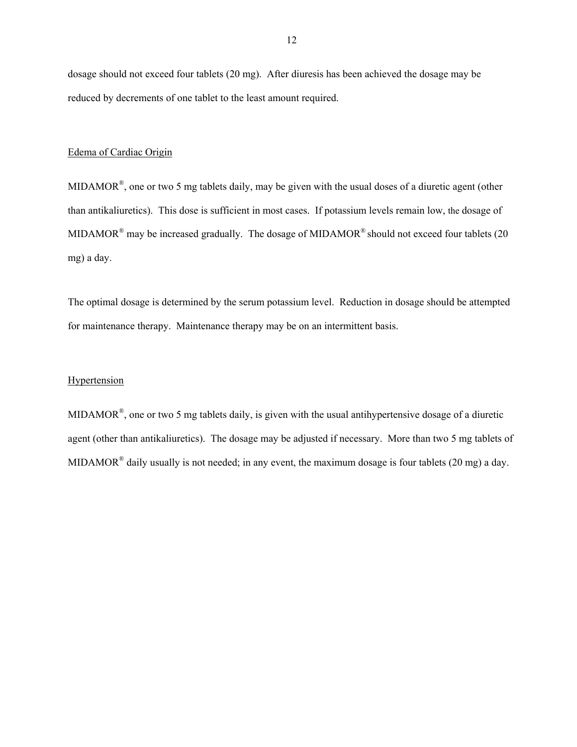dosage should not exceed four tablets (20 mg). After diuresis has been achieved the dosage may be reduced by decrements of one tablet to the least amount required.

### Edema of Cardiac Origin

MIDAMOR®, one or two 5 mg tablets daily, may be given with the usual doses of a diuretic agent (other than antikaliuretics). This dose is sufficient in most cases. If potassium levels remain low, the dosage of MIDAMOR® may be increased gradually. The dosage of MIDAMOR® should not exceed four tablets (20 mg) a day.

The optimal dosage is determined by the serum potassium level. Reduction in dosage should be attempted for maintenance therapy. Maintenance therapy may be on an intermittent basis.

### Hypertension

MIDAMOR®, one or two 5 mg tablets daily, is given with the usual antihypertensive dosage of a diuretic agent (other than antikaliuretics). The dosage may be adjusted if necessary. More than two 5 mg tablets of MIDAMOR® daily usually is not needed; in any event, the maximum dosage is four tablets (20 mg) a day.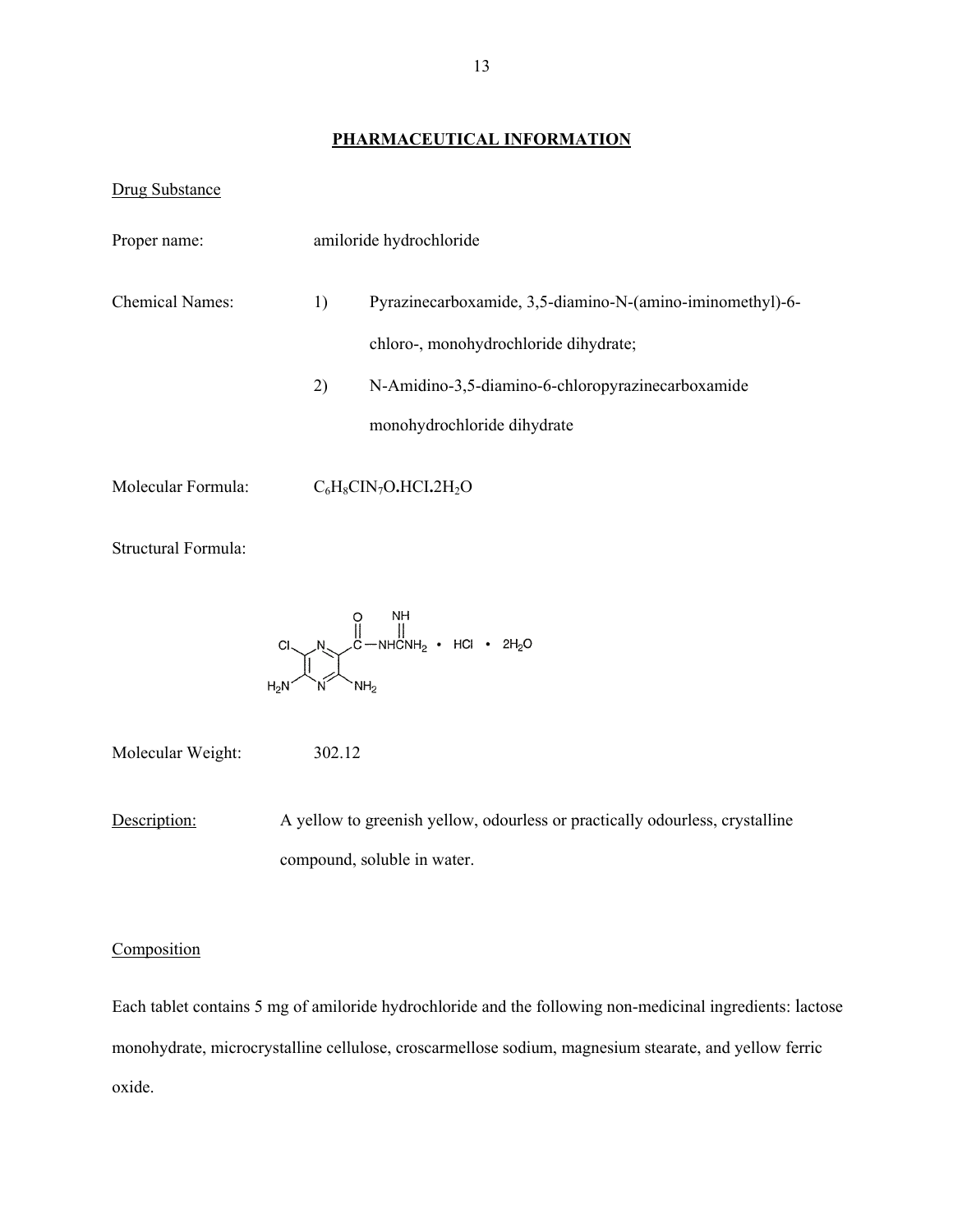## PHARMACEUTICAL INFORMATION

Drug Substance

Proper name: amiloride hydrochloride

Chemical Names:

1) Pyrazinecarboxamide, 3,5-diamino-N-(amino-iminomethyl)-6-chloro-, monohydrochloride dihydrate;
2) N-Amidino-3,5-diamino-6-chloropyrazinecarboxamide monohydrochloride dihydrate

Molecular Formula: $C_6H_8ClN_7O.HCl.2H_2O$

Structural Formula:

Molecular Weight: 302.12

Description: A yellow to greenish yellow, odourless or practically odourless, crystalline compound, soluble in water.

Composition

Each tablet contains 5 mg of amiloride hydrochloride and the following non-medicinal ingredients: lactose monohydrate, microcrystalline cellulose, croscarmellose sodium, magnesium stearate, and yellow ferric oxide.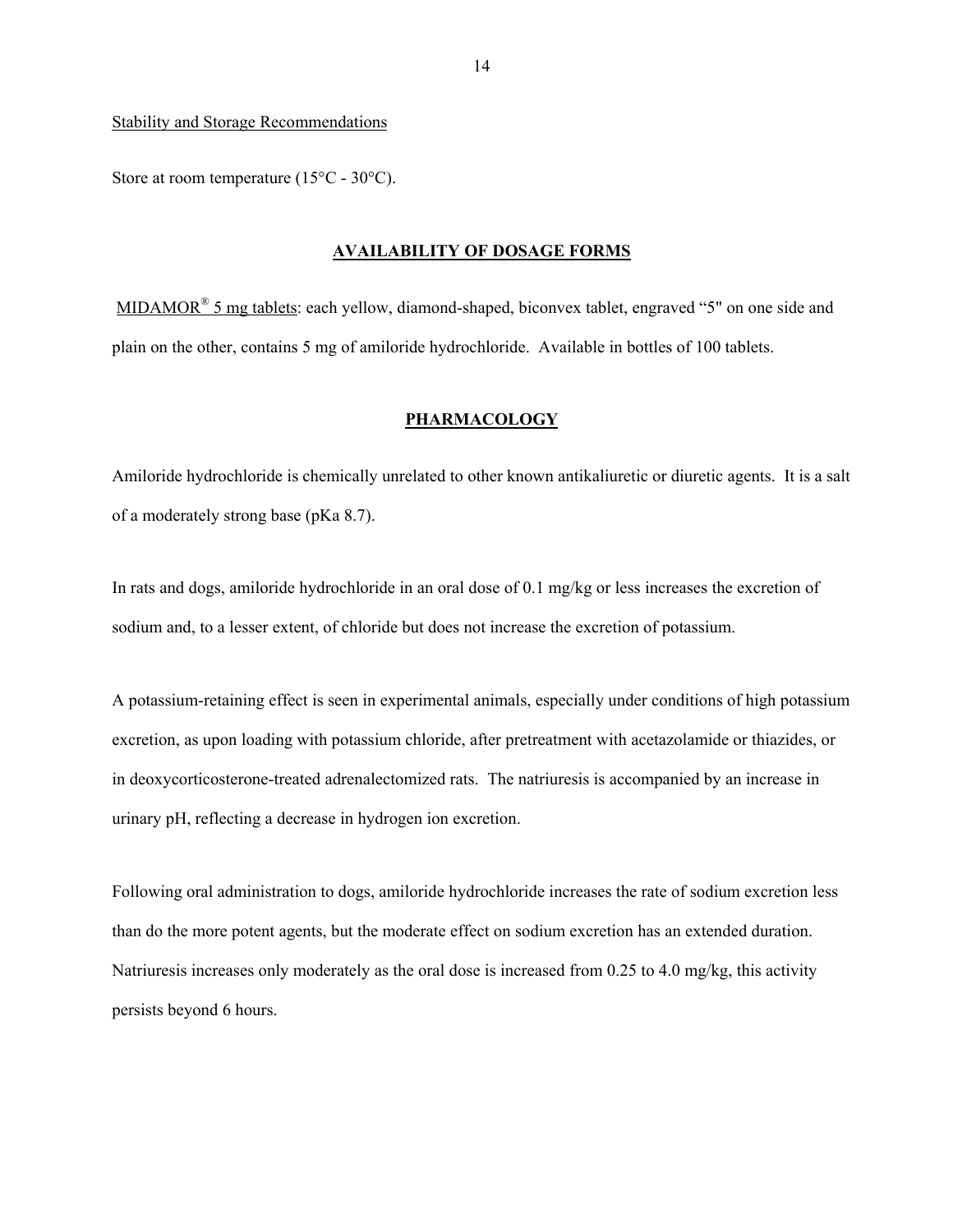Stability and Storage Recommendations

Store at room temperature (15°C - 30°C).

## AVAILABILITY OF DOSAGE FORMS

MIDAMOR® 5 mg tablets: each yellow, diamond-shaped, biconvex tablet, engraved "5" on one side and plain on the other, contains 5 mg of amiloride hydrochloride. Available in bottles of 100 tablets.

## PHARMACOLOGY

Amiloride hydrochloride is chemically unrelated to other known antikaliuretic or diuretic agents. It is a salt of a moderately strong base (pKa 8.7).

In rats and dogs, amiloride hydrochloride in an oral dose of 0.1 mg/kg or less increases the excretion of sodium and, to a lesser extent, of chloride but does not increase the excretion of potassium.

A potassium-retaining effect is seen in experimental animals, especially under conditions of high potassium excretion, as upon loading with potassium chloride, after pretreatment with acetazolamide or thiazides, or in deoxycorticosterone-treated adrenalectomized rats. The natriuresis is accompanied by an increase in urinary pH, reflecting a decrease in hydrogen ion excretion.

Following oral administration to dogs, amiloride hydrochloride increases the rate of sodium excretion less than do the more potent agents, but the moderate effect on sodium excretion has an extended duration. Natriuresis increases only moderately as the oral dose is increased from 0.25 to 4.0 mg/kg, this activity persists beyond 6 hours.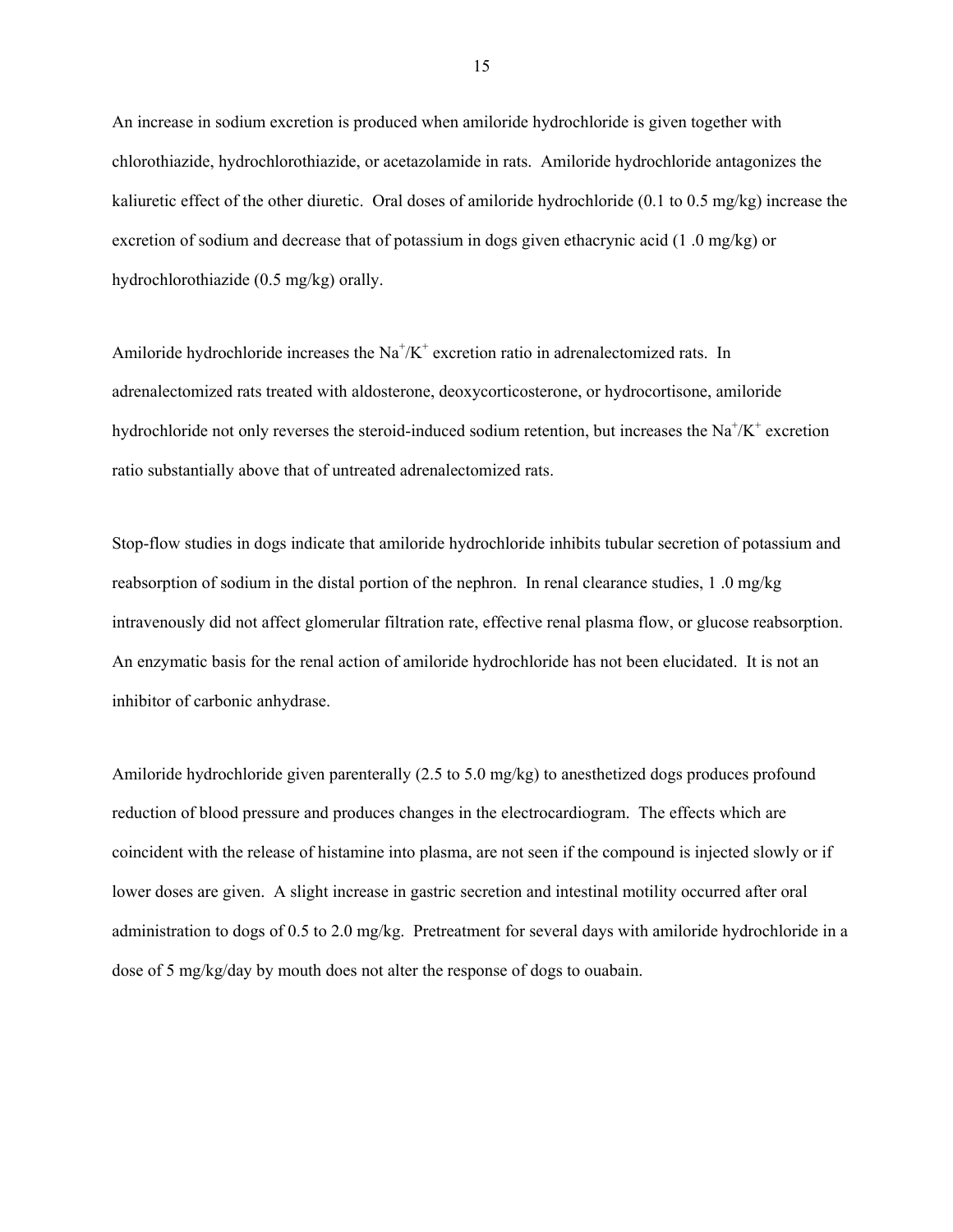An increase in sodium excretion is produced when amiloride hydrochloride is given together with chlorothiazide, hydrochlorothiazide, or acetazolamide in rats. Amiloride hydrochloride antagonizes the kaliuretic effect of the other diuretic. Oral doses of amiloride hydrochloride (0.1 to 0.5 mg/kg) increase the excretion of sodium and decrease that of potassium in dogs given ethacrynic acid (1 .0 mg/kg) or hydrochlorothiazide (0.5 mg/kg) orally.

Amiloride hydrochloride increases the $Na^+/K^+$ excretion ratio in adrenalectomized rats. In adrenalectomized rats treated with aldosterone, deoxycorticosterone, or hydrocortisone, amiloride hydrochloride not only reverses the steroid-induced sodium retention, but increases the $Na^+/K^+$ excretion ratio substantially above that of untreated adrenalectomized rats.

Stop-flow studies in dogs indicate that amiloride hydrochloride inhibits tubular secretion of potassium and reabsorption of sodium in the distal portion of the nephron. In renal clearance studies, 1 .0 mg/kg intravenously did not affect glomerular filtration rate, effective renal plasma flow, or glucose reabsorption. An enzymatic basis for the renal action of amiloride hydrochloride has not been elucidated. It is not an inhibitor of carbonic anhydrase.

Amiloride hydrochloride given parenterally (2.5 to 5.0 mg/kg) to anesthetized dogs produces profound reduction of blood pressure and produces changes in the electrocardiogram. The effects which are coincident with the release of histamine into plasma, are not seen if the compound is injected slowly or if lower doses are given. A slight increase in gastric secretion and intestinal motility occurred after oral administration to dogs of 0.5 to 2.0 mg/kg. Pretreatment for several days with amiloride hydrochloride in a dose of 5 mg/kg/day by mouth does not alter the response of dogs to ouabain.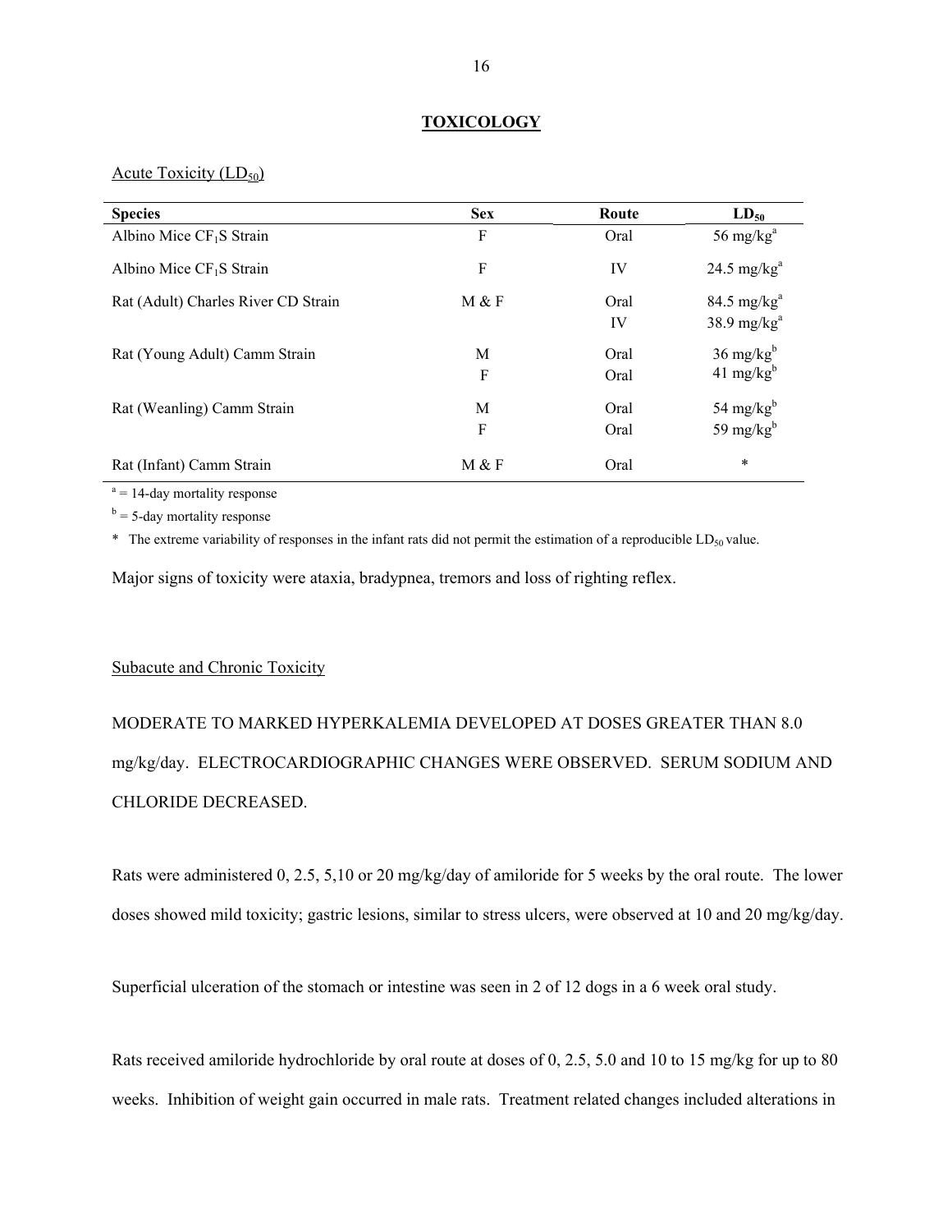# TOXICOLOGY

Acute Toxicity ($LD_{50}$)

| Species | Sex | Route | $LD_{50}$ |
|---|---|---|---|
| Albino Mice $CF_1$S Strain | F | Oral | 56 mg/kg[a] |
| Albino Mice $CF_1$S Strain | F | IV | 24.5 mg/kg[a] |
| Rat (Adult) Charles River CD Strain | M & F | Oral | 84.5 mg/kg[a] |
| | | IV | 38.9 mg/kg[a] |
| Rat (Young Adult) Camm Strain | M | Oral | 36 mg/kg[b] |
| | F | Oral | 41 mg/kg[b] |
| Rat (Weanling) Camm Strain | M | Oral | 54 mg/kg[b] |
| | F | Oral | 59 mg/kg[b] |
| Rat (Infant) Camm Strain | M & F | Oral | * |

[a] = 14-day mortality response

[b] = 5-day mortality response

* The extreme variability of responses in the infant rats did not permit the estimation of a reproducible $LD_{50}$ value.

Major signs of toxicity were ataxia, bradypnea, tremors and loss of righting reflex.

Subacute and Chronic Toxicity

MODERATE TO MARKED HYPERKALEMIA DEVELOPED AT DOSES GREATER THAN 8.0 mg/kg/day. ELECTROCARDIOGRAPHIC CHANGES WERE OBSERVED. SERUM SODIUM AND CHLORIDE DECREASED.

Rats were administered 0, 2.5, 5,10 or 20 mg/kg/day of amiloride for 5 weeks by the oral route. The lower doses showed mild toxicity; gastric lesions, similar to stress ulcers, were observed at 10 and 20 mg/kg/day.

Superficial ulceration of the stomach or intestine was seen in 2 of 12 dogs in a 6 week oral study.

Rats received amiloride hydrochloride by oral route at doses of 0, 2.5, 5.0 and 10 to 15 mg/kg for up to 80 weeks. Inhibition of weight gain occurred in male rats. Treatment related changes included alterations in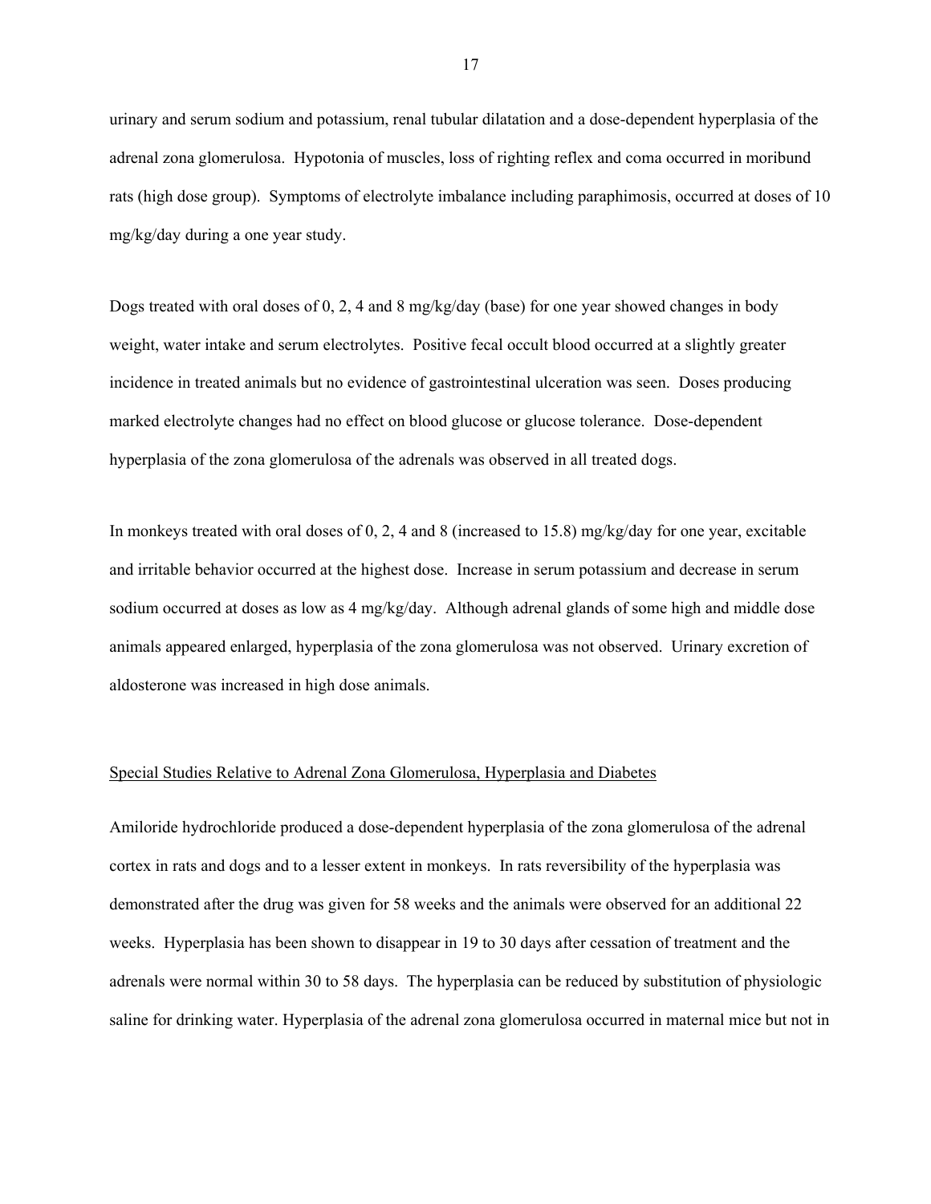urinary and serum sodium and potassium, renal tubular dilatation and a dose-dependent hyperplasia of the adrenal zona glomerulosa. Hypotonia of muscles, loss of righting reflex and coma occurred in moribund rats (high dose group). Symptoms of electrolyte imbalance including paraphimosis, occurred at doses of 10 mg/kg/day during a one year study.

Dogs treated with oral doses of 0, 2, 4 and 8 mg/kg/day (base) for one year showed changes in body weight, water intake and serum electrolytes. Positive fecal occult blood occurred at a slightly greater incidence in treated animals but no evidence of gastrointestinal ulceration was seen. Doses producing marked electrolyte changes had no effect on blood glucose or glucose tolerance. Dose-dependent hyperplasia of the zona glomerulosa of the adrenals was observed in all treated dogs.

In monkeys treated with oral doses of 0, 2, 4 and 8 (increased to 15.8) mg/kg/day for one year, excitable and irritable behavior occurred at the highest dose. Increase in serum potassium and decrease in serum sodium occurred at doses as low as 4 mg/kg/day. Although adrenal glands of some high and middle dose animals appeared enlarged, hyperplasia of the zona glomerulosa was not observed. Urinary excretion of aldosterone was increased in high dose animals.

Special Studies Relative to Adrenal Zona Glomerulosa, Hyperplasia and Diabetes

Amiloride hydrochloride produced a dose-dependent hyperplasia of the zona glomerulosa of the adrenal cortex in rats and dogs and to a lesser extent in monkeys. In rats reversibility of the hyperplasia was demonstrated after the drug was given for 58 weeks and the animals were observed for an additional 22 weeks. Hyperplasia has been shown to disappear in 19 to 30 days after cessation of treatment and the adrenals were normal within 30 to 58 days. The hyperplasia can be reduced by substitution of physiologic saline for drinking water. Hyperplasia of the adrenal zona glomerulosa occurred in maternal mice but not in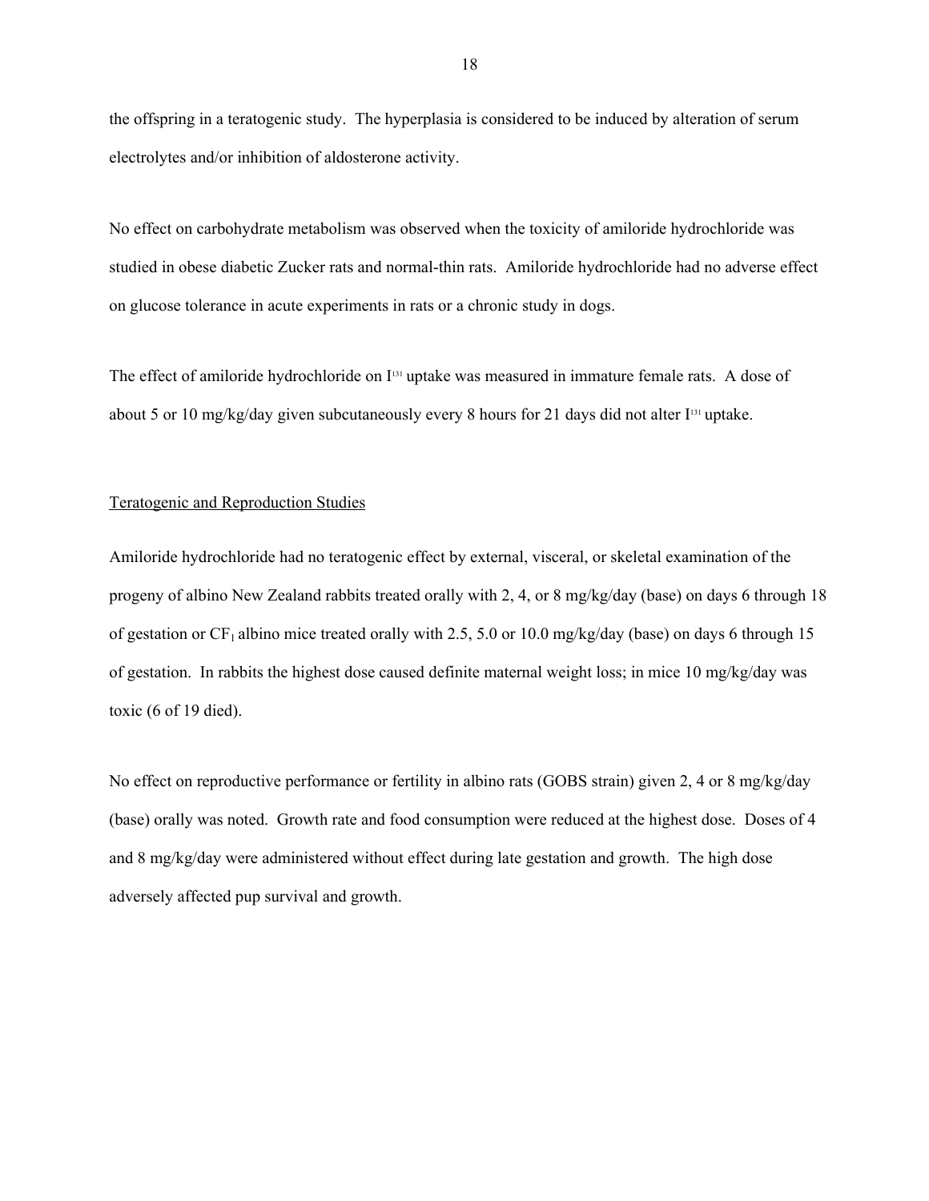the offspring in a teratogenic study. The hyperplasia is considered to be induced by alteration of serum electrolytes and/or inhibition of aldosterone activity.

No effect on carbohydrate metabolism was observed when the toxicity of amiloride hydrochloride was studied in obese diabetic Zucker rats and normal-thin rats. Amiloride hydrochloride had no adverse effect on glucose tolerance in acute experiments in rats or a chronic study in dogs.

The effect of amiloride hydrochloride on $I^{131}$ uptake was measured in immature female rats. A dose of about 5 or 10 mg/kg/day given subcutaneously every 8 hours for 21 days did not alter $I^{131}$ uptake.

## Teratogenic and Reproduction Studies

Amiloride hydrochloride had no teratogenic effect by external, visceral, or skeletal examination of the progeny of albino New Zealand rabbits treated orally with 2, 4, or 8 mg/kg/day (base) on days 6 through 18 of gestation or $CF_1$ albino mice treated orally with 2.5, 5.0 or 10.0 mg/kg/day (base) on days 6 through 15 of gestation. In rabbits the highest dose caused definite maternal weight loss; in mice 10 mg/kg/day was toxic (6 of 19 died).

No effect on reproductive performance or fertility in albino rats (GOBS strain) given 2, 4 or 8 mg/kg/day (base) orally was noted. Growth rate and food consumption were reduced at the highest dose. Doses of 4 and 8 mg/kg/day were administered without effect during late gestation and growth. The high dose adversely affected pup survival and growth.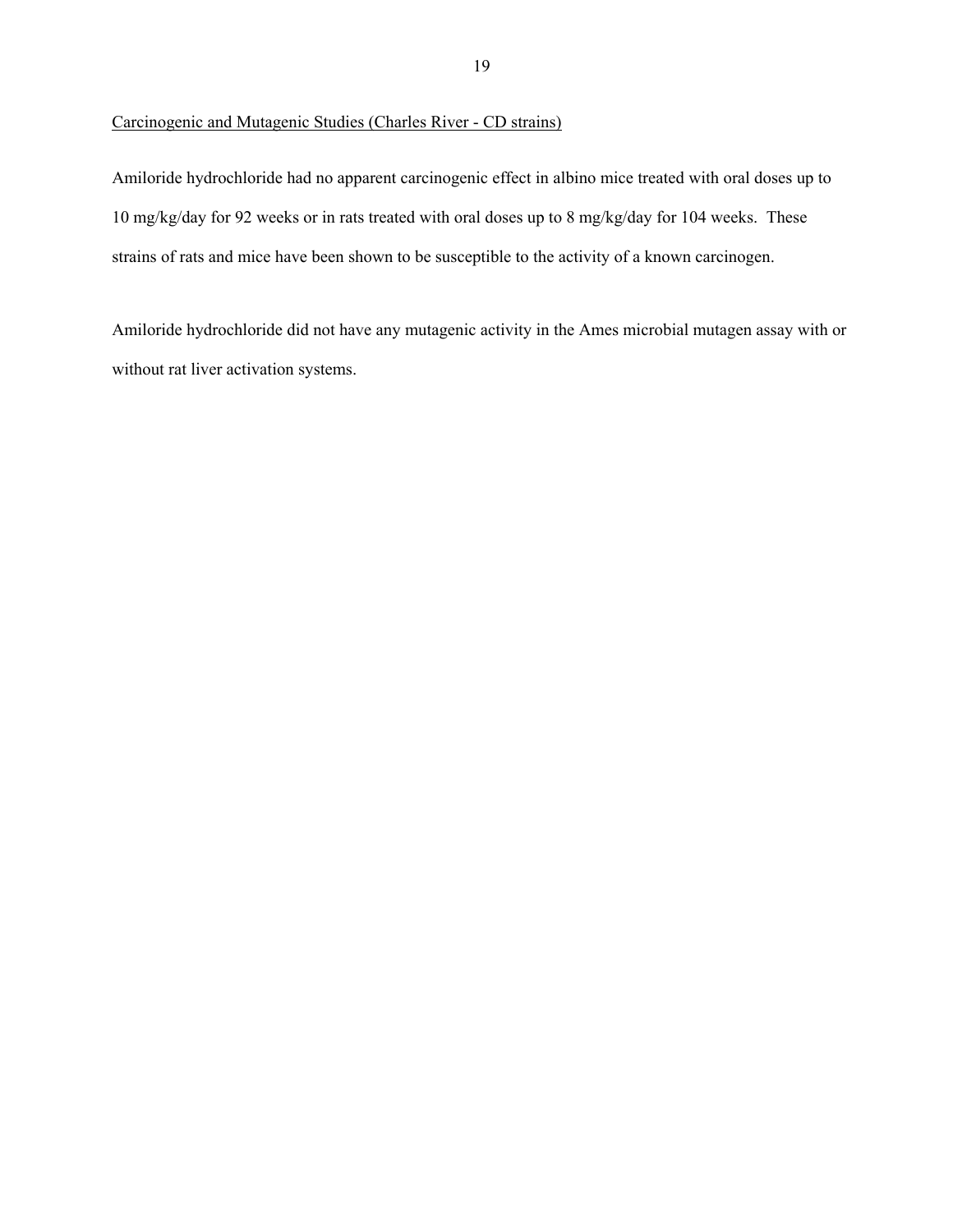Carcinogenic and Mutagenic Studies (Charles River - CD strains)

Amiloride hydrochloride had no apparent carcinogenic effect in albino mice treated with oral doses up to 10 mg/kg/day for 92 weeks or in rats treated with oral doses up to 8 mg/kg/day for 104 weeks. These strains of rats and mice have been shown to be susceptible to the activity of a known carcinogen.

Amiloride hydrochloride did not have any mutagenic activity in the Ames microbial mutagen assay with or without rat liver activation systems.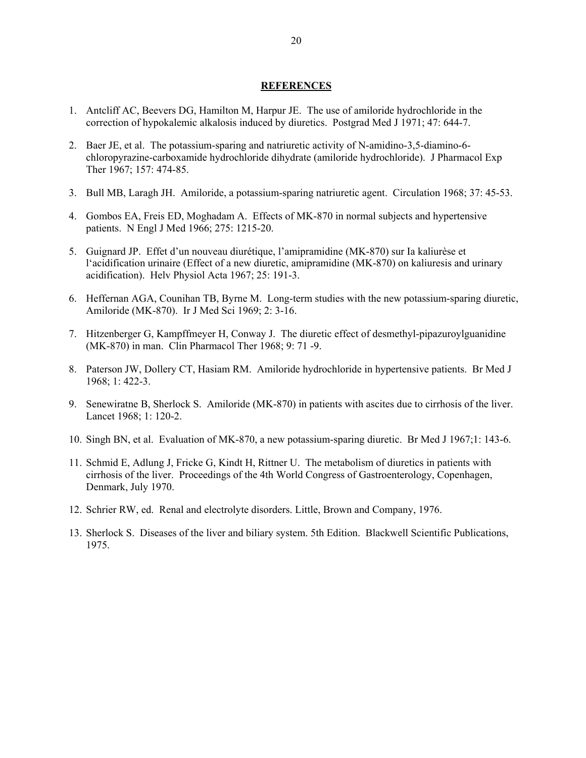## REFERENCES

1. Antcliff AC, Beevers DG, Hamilton M, Harpur JE. The use of amiloride hydrochloride in the correction of hypokalemic alkalosis induced by diuretics. Postgrad Med J 1971; 47: 644-7.

2. Baer JE, et al. The potassium-sparing and natriuretic activity of N-amidino-3,5-diamino-6-chloropyrazine-carboxamide hydrochloride dihydrate (amiloride hydrochloride). J Pharmacol Exp Ther 1967; 157: 474-85.

3. Bull MB, Laragh JH. Amiloride, a potassium-sparing natriuretic agent. Circulation 1968; 37: 45-53.

4. Gombos EA, Freis ED, Moghadam A. Effects of MK-870 in normal subjects and hypertensive patients. N Engl J Med 1966; 275: 1215-20.

5. Guignard JP. Effet d'un nouveau diurétique, l'amipramidine (MK-870) sur Ia kaliurèse et l'acidification urinaire (Effect of a new diuretic, amipramidine (MK-870) on kaliuresis and urinary acidification). Helv Physiol Acta 1967; 25: 191-3.

6. Heffernan AGA, Counihan TB, Byrne M. Long-term studies with the new potassium-sparing diuretic, Amiloride (MK-870). Ir J Med Sci 1969; 2: 3-16.

7. Hitzenberger G, Kampffmeyer H, Conway J. The diuretic effect of desmethyl-pipazuroylguanidine (MK-870) in man. Clin Pharmacol Ther 1968; 9: 71 -9.

8. Paterson JW, Dollery CT, Hasiam RM. Amiloride hydrochloride in hypertensive patients. Br Med J 1968; 1: 422-3.

9. Senewiratne B, Sherlock S. Amiloride (MK-870) in patients with ascites due to cirrhosis of the liver. Lancet 1968; 1: 120-2.

10. Singh BN, et al. Evaluation of MK-870, a new potassium-sparing diuretic. Br Med J 1967;1: 143-6.

11. Schmid E, Adlung J, Fricke G, Kindt H, Rittner U. The metabolism of diuretics in patients with cirrhosis of the liver. Proceedings of the 4th World Congress of Gastroenterology, Copenhagen, Denmark, July 1970.

12. Schrier RW, ed. Renal and electrolyte disorders. Little, Brown and Company, 1976.

13. Sherlock S. Diseases of the liver and biliary system. 5th Edition. Blackwell Scientific Publications, 1975.